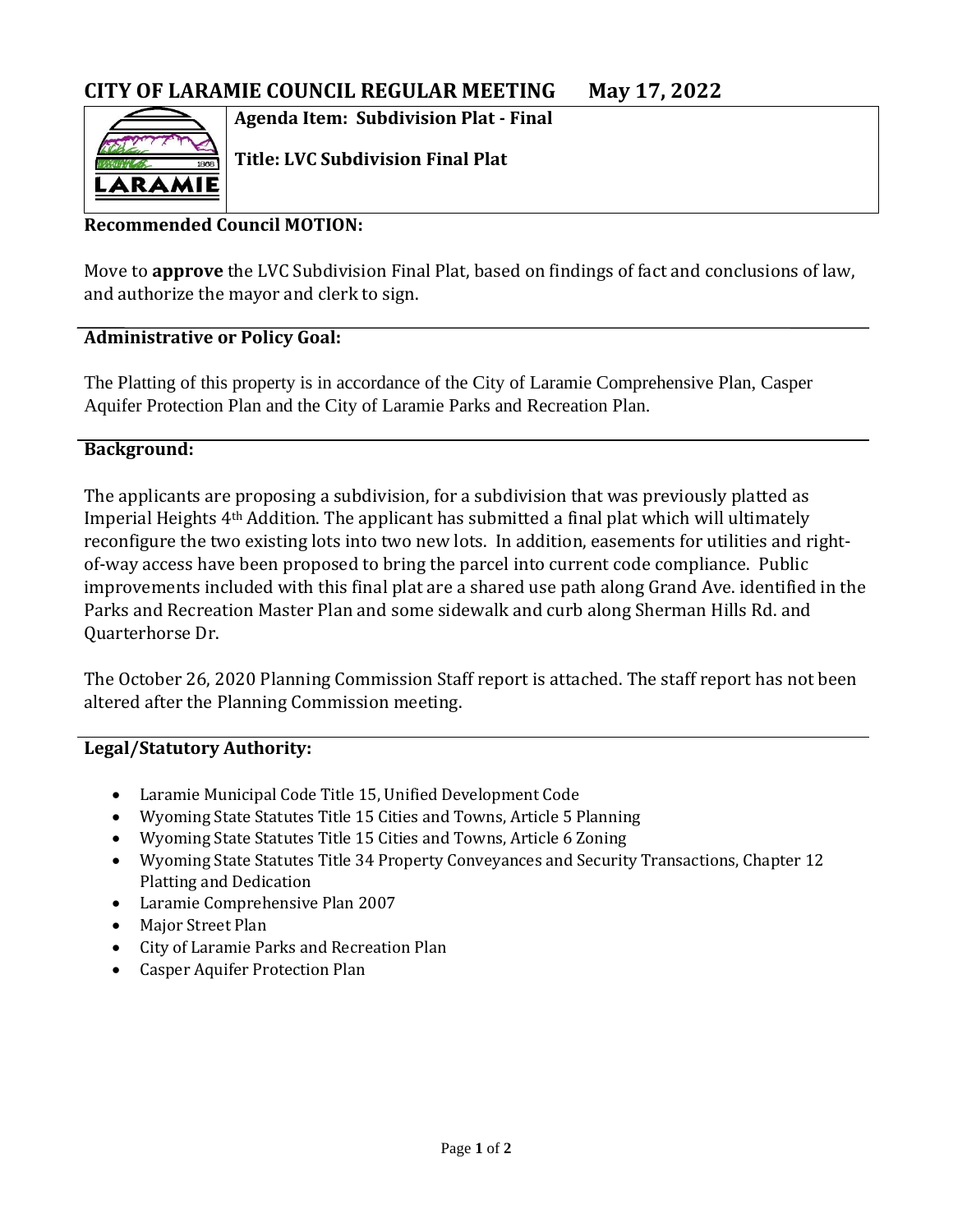# CITY OF LARAMIE COUNCIL REGULAR MEETING May 17, 2022

**Agenda Item: Subdivision Plat - Final**

**Title: LVC Subdivision Final Plat**

**Recommended Council MOTION:**

Move to **approve** the LVC Subdivision Final Plat, based on findings of fact and conclusions of law, and authorize the mayor and clerk to sign.

**Administrative or Policy Goal:**

The Platting of this property is in accordance of the City of Laramie Comprehensive Plan, Casper Aquifer Protection Plan and the City of Laramie Parks and Recreation Plan.

**Background:**

The applicants are proposing a subdivision, for a subdivision that was previously platted as Imperial Heights 4th Addition. The applicant has submitted a final plat which will ultimately reconfigure the two existing lots into two new lots. In addition, easements for utilities and right-of-way access have been proposed to bring the parcel into current code compliance. Public improvements included with this final plat are a shared use path along Grand Ave. identified in the Parks and Recreation Master Plan and some sidewalk and curb along Sherman Hills Rd. and Quarterhorse Dr.

The October 26, 2020 Planning Commission Staff report is attached. The staff report has not been altered after the Planning Commission meeting.

**Legal/Statutory Authority:**

- Laramie Municipal Code Title 15, Unified Development Code
- Wyoming State Statutes Title 15 Cities and Towns, Article 5 Planning
- Wyoming State Statutes Title 15 Cities and Towns, Article 6 Zoning
- Wyoming State Statutes Title 34 Property Conveyances and Security Transactions, Chapter 12 Platting and Dedication
- Laramie Comprehensive Plan 2007
- Major Street Plan
- City of Laramie Parks and Recreation Plan
- Casper Aquifer Protection Plan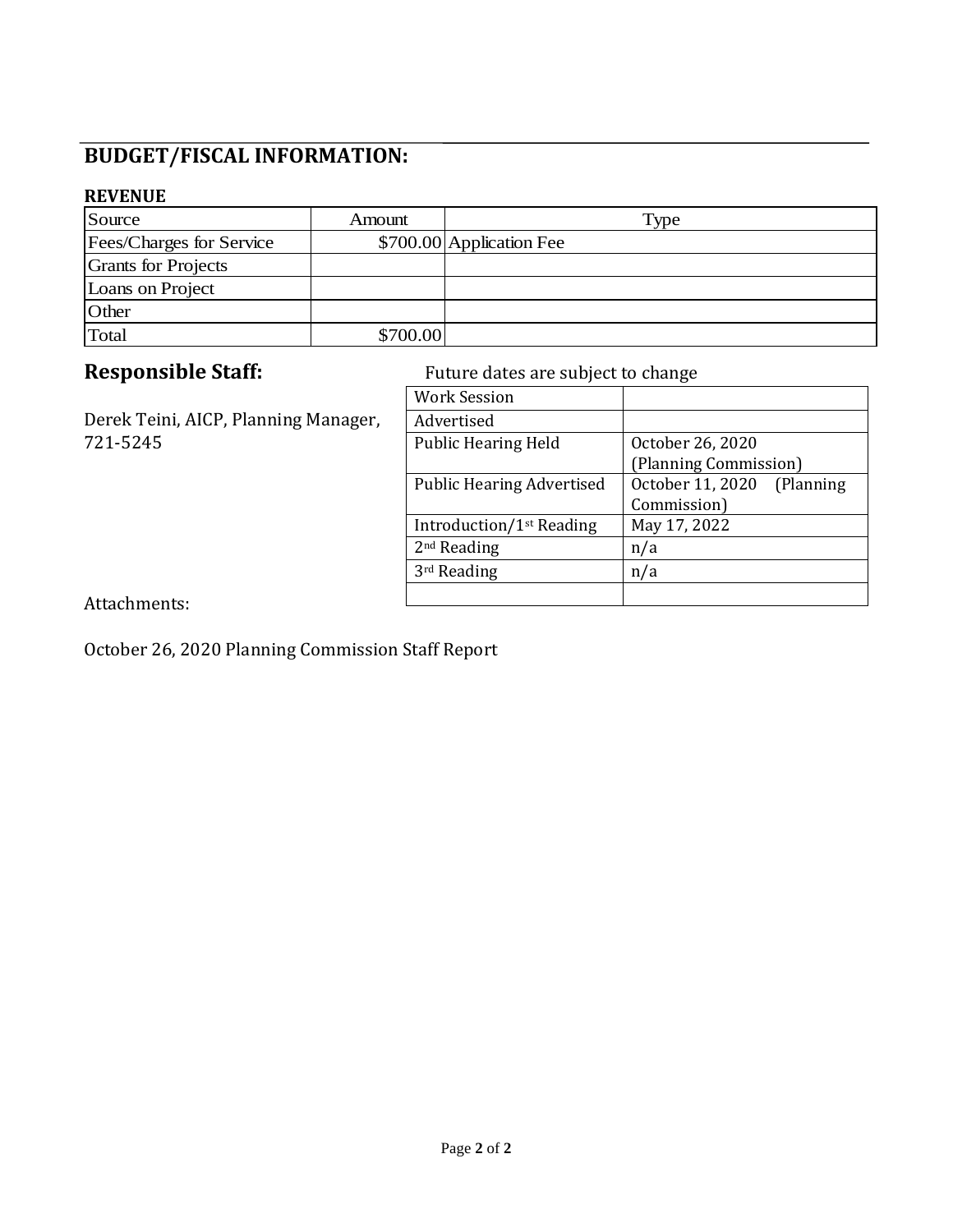## BUDGET/FISCAL INFORMATION:

**REVENUE**

| Source | Amount | Type |
|---|---|---|
| Fees/Charges for Service | $700.00 | Application Fee |
| Grants for Projects | | |
| Loans on Project | | |
| Other | | |
| Total | $700.00 | |

### Responsible Staff:

Derek Teini, AICP, Planning Manager, 721-5245

Future dates are subject to change

| | |
|---|---|
| Work Session | |
| Advertised | |
| Public Hearing Held | October 26, 2020 (Planning Commission) |
| Public Hearing Advertised | October 11, 2020 (Planning Commission) |
| Introduction/1st Reading | May 17, 2022 |
| 2nd Reading | n/a |
| 3rd Reading | n/a |
| | |

Attachments:

October 26, 2020 Planning Commission Staff Report